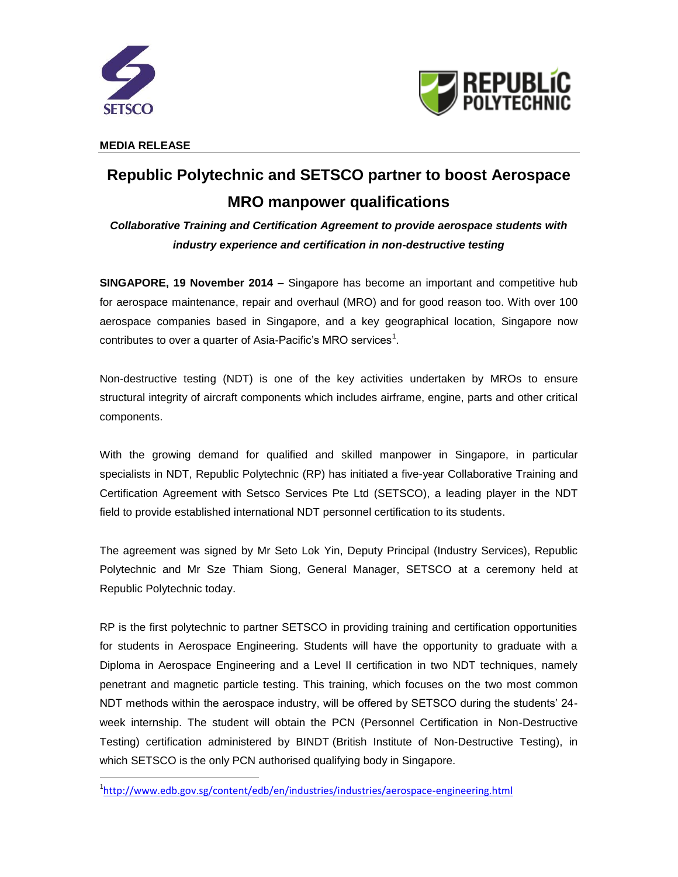SETSCO

REPUBLIC POLYTECHNIC

**MEDIA RELEASE**

# Republic Polytechnic and SETSCO partner to boost Aerospace MRO manpower qualifications

***Collaborative Training and Certification Agreement to provide aerospace students with industry experience and certification in non-destructive testing***

**SINGAPORE, 19 November 2014 –** Singapore has become an important and competitive hub for aerospace maintenance, repair and overhaul (MRO) and for good reason too. With over 100 aerospace companies based in Singapore, and a key geographical location, Singapore now contributes to over a quarter of Asia-Pacific's MRO services[1].

Non-destructive testing (NDT) is one of the key activities undertaken by MROs to ensure structural integrity of aircraft components which includes airframe, engine, parts and other critical components.

With the growing demand for qualified and skilled manpower in Singapore, in particular specialists in NDT, Republic Polytechnic (RP) has initiated a five-year Collaborative Training and Certification Agreement with Setsco Services Pte Ltd (SETSCO), a leading player in the NDT field to provide established international NDT personnel certification to its students.

The agreement was signed by Mr Seto Lok Yin, Deputy Principal (Industry Services), Republic Polytechnic and Mr Sze Thiam Siong, General Manager, SETSCO at a ceremony held at Republic Polytechnic today.

RP is the first polytechnic to partner SETSCO in providing training and certification opportunities for students in Aerospace Engineering. Students will have the opportunity to graduate with a Diploma in Aerospace Engineering and a Level II certification in two NDT techniques, namely penetrant and magnetic particle testing. This training, which focuses on the two most common NDT methods within the aerospace industry, will be offered by SETSCO during the students' 24-week internship. The student will obtain the PCN (Personnel Certification in Non-Destructive Testing) certification administered by BINDT (British Institute of Non-Destructive Testing), in which SETSCO is the only PCN authorised qualifying body in Singapore.

---

[1] http://www.edb.gov.sg/content/edb/en/industries/industries/aerospace-engineering.html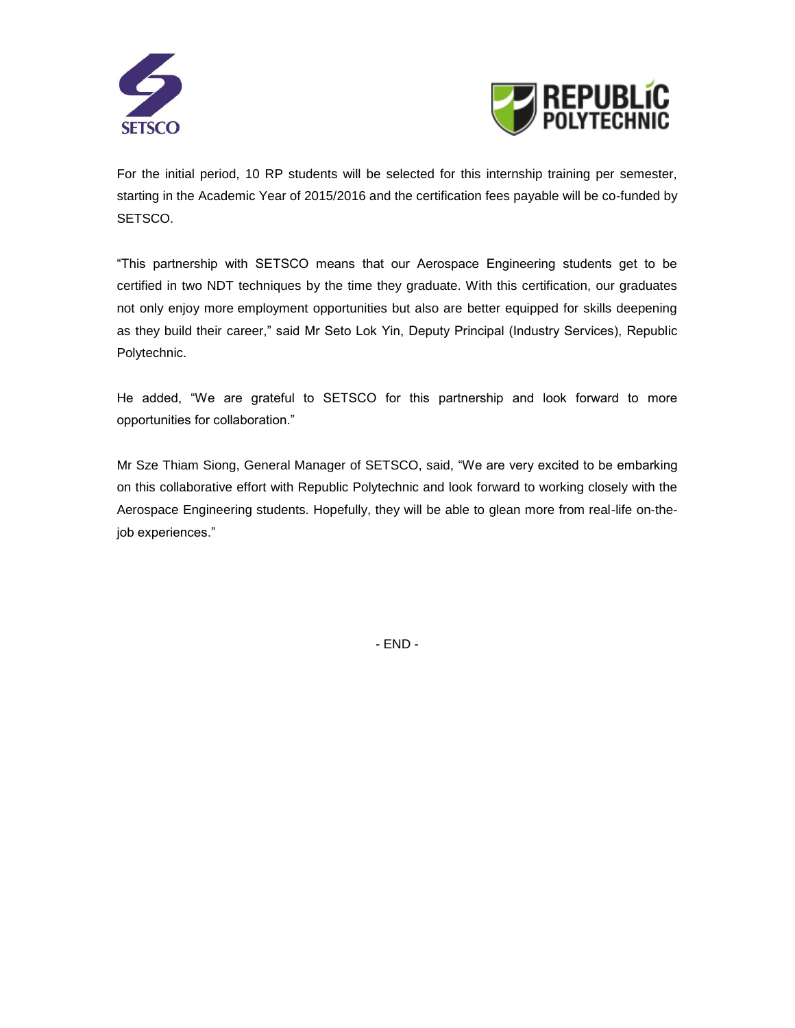For the initial period, 10 RP students will be selected for this internship training per semester, starting in the Academic Year of 2015/2016 and the certification fees payable will be co-funded by SETSCO.

"This partnership with SETSCO means that our Aerospace Engineering students get to be certified in two NDT techniques by the time they graduate. With this certification, our graduates not only enjoy more employment opportunities but also are better equipped for skills deepening as they build their career," said Mr Seto Lok Yin, Deputy Principal (Industry Services), Republic Polytechnic.

He added, "We are grateful to SETSCO for this partnership and look forward to more opportunities for collaboration."

Mr Sze Thiam Siong, General Manager of SETSCO, said, "We are very excited to be embarking on this collaborative effort with Republic Polytechnic and look forward to working closely with the Aerospace Engineering students. Hopefully, they will be able to glean more from real-life on-the-job experiences."

- END -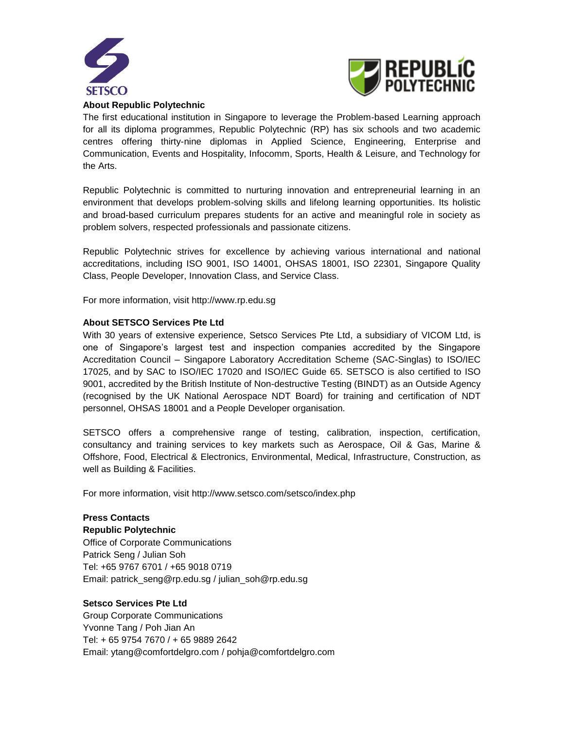**About Republic Polytechnic**

The first educational institution in Singapore to leverage the Problem-based Learning approach for all its diploma programmes, Republic Polytechnic (RP) has six schools and two academic centres offering thirty-nine diplomas in Applied Science, Engineering, Enterprise and Communication, Events and Hospitality, Infocomm, Sports, Health & Leisure, and Technology for the Arts.

Republic Polytechnic is committed to nurturing innovation and entrepreneurial learning in an environment that develops problem-solving skills and lifelong learning opportunities. Its holistic and broad-based curriculum prepares students for an active and meaningful role in society as problem solvers, respected professionals and passionate citizens.

Republic Polytechnic strives for excellence by achieving various international and national accreditations, including ISO 9001, ISO 14001, OHSAS 18001, ISO 22301, Singapore Quality Class, People Developer, Innovation Class, and Service Class.

For more information, visit http://www.rp.edu.sg

**About SETSCO Services Pte Ltd**

With 30 years of extensive experience, Setsco Services Pte Ltd, a subsidiary of VICOM Ltd, is one of Singapore's largest test and inspection companies accredited by the Singapore Accreditation Council – Singapore Laboratory Accreditation Scheme (SAC-Singlas) to ISO/IEC 17025, and by SAC to ISO/IEC 17020 and ISO/IEC Guide 65. SETSCO is also certified to ISO 9001, accredited by the British Institute of Non-destructive Testing (BINDT) as an Outside Agency (recognised by the UK National Aerospace NDT Board) for training and certification of NDT personnel, OHSAS 18001 and a People Developer organisation.

SETSCO offers a comprehensive range of testing, calibration, inspection, certification, consultancy and training services to key markets such as Aerospace, Oil & Gas, Marine & Offshore, Food, Electrical & Electronics, Environmental, Medical, Infrastructure, Construction, as well as Building & Facilities.

For more information, visit http://www.setsco.com/setsco/index.php

**Press Contacts**

**Republic Polytechnic**
Office of Corporate Communications
Patrick Seng / Julian Soh
Tel: +65 9767 6701 / +65 9018 0719
Email: patrick_seng@rp.edu.sg / julian_soh@rp.edu.sg

**Setsco Services Pte Ltd**
Group Corporate Communications
Yvonne Tang / Poh Jian An
Tel: + 65 9754 7670 / + 65 9889 2642
Email: ytang@comfortdelgro.com / pohja@comfortdelgro.com